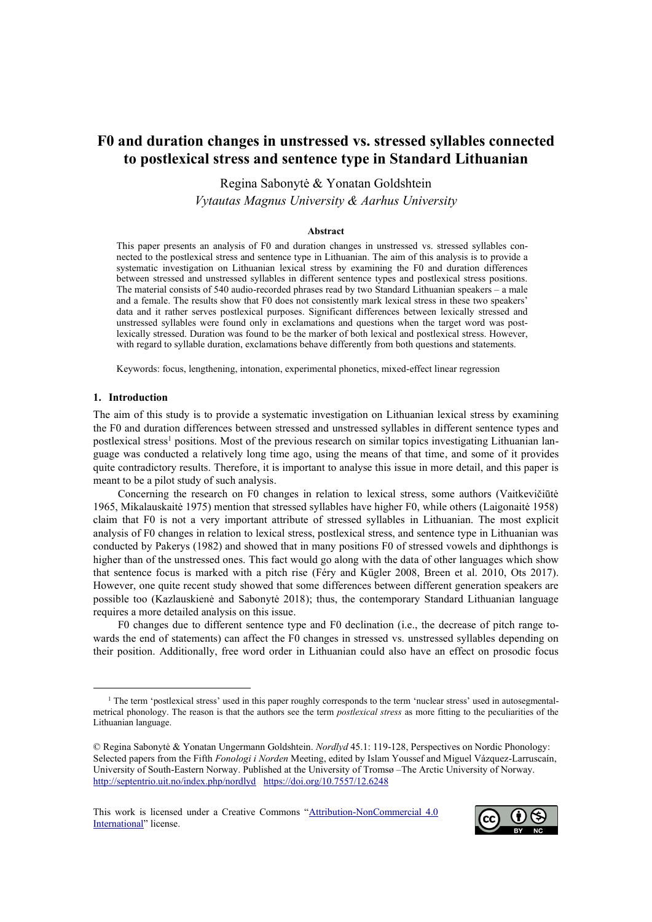# F0 and duration changes in unstressed vs. stressed syllables connected to postlexical stress and sentence type in Standard Lithuanian

Regina Sabonytė & Yonatan Goldshtein
*Vytautas Magnus University & Aarhus University*

### Abstract

This paper presents an analysis of F0 and duration changes in unstressed vs. stressed syllables connected to the postlexical stress and sentence type in Lithuanian. The aim of this analysis is to provide a systematic investigation on Lithuanian lexical stress by examining the F0 and duration differences between stressed and unstressed syllables in different sentence types and postlexical stress positions. The material consists of 540 audio-recorded phrases read by two Standard Lithuanian speakers – a male and a female. The results show that F0 does not consistently mark lexical stress in these two speakers' data and it rather serves postlexical purposes. Significant differences between lexically stressed and unstressed syllables were found only in exclamations and questions when the target word was postlexically stressed. Duration was found to be the marker of both lexical and postlexical stress. However, with regard to syllable duration, exclamations behave differently from both questions and statements.

Keywords: focus, lengthening, intonation, experimental phonetics, mixed-effect linear regression

## 1. Introduction

The aim of this study is to provide a systematic investigation on Lithuanian lexical stress by examining the F0 and duration differences between stressed and unstressed syllables in different sentence types and postlexical stress[1] positions. Most of the previous research on similar topics investigating Lithuanian language was conducted a relatively long time ago, using the means of that time, and some of it provides quite contradictory results. Therefore, it is important to analyse this issue in more detail, and this paper is meant to be a pilot study of such analysis.

Concerning the research on F0 changes in relation to lexical stress, some authors (Vaitkevičiūtė 1965, Mikalauskaitė 1975) mention that stressed syllables have higher F0, while others (Laigonaitė 1958) claim that F0 is not a very important attribute of stressed syllables in Lithuanian. The most explicit analysis of F0 changes in relation to lexical stress, postlexical stress, and sentence type in Lithuanian was conducted by Pakerys (1982) and showed that in many positions F0 of stressed vowels and diphthongs is higher than of the unstressed ones. This fact would go along with the data of other languages which show that sentence focus is marked with a pitch rise (Féry and Kügler 2008, Breen et al. 2010, Ots 2017). However, one quite recent study showed that some differences between different generation speakers are possible too (Kazlauskienė and Sabonytė 2018); thus, the contemporary Standard Lithuanian language requires a more detailed analysis on this issue.

F0 changes due to different sentence type and F0 declination (i.e., the decrease of pitch range towards the end of statements) can affect the F0 changes in stressed vs. unstressed syllables depending on their position. Additionally, free word order in Lithuanian could also have an effect on prosodic focus

---

[1] The term 'postlexical stress' used in this paper roughly corresponds to the term 'nuclear stress' used in autosegmental-metrical phonology. The reason is that the authors see the term *postlexical stress* as more fitting to the peculiarities of the Lithuanian language.

© Regina Sabonytė & Yonatan Ungermann Goldshtein. *Nordlyd* 45.1: 119-128, Perspectives on Nordic Phonology: Selected papers from the Fifth *Fonologi i Norden* Meeting, edited by Islam Youssef and Miguel Vázquez-Larruscaín, University of South-Eastern Norway. Published at the University of Tromsø –The Arctic University of Norway. http://septentrio.uit.no/index.php/nordlyd https://doi.org/10.7557/12.6248

This work is licensed under a Creative Commons "Attribution-NonCommercial 4.0 International" license.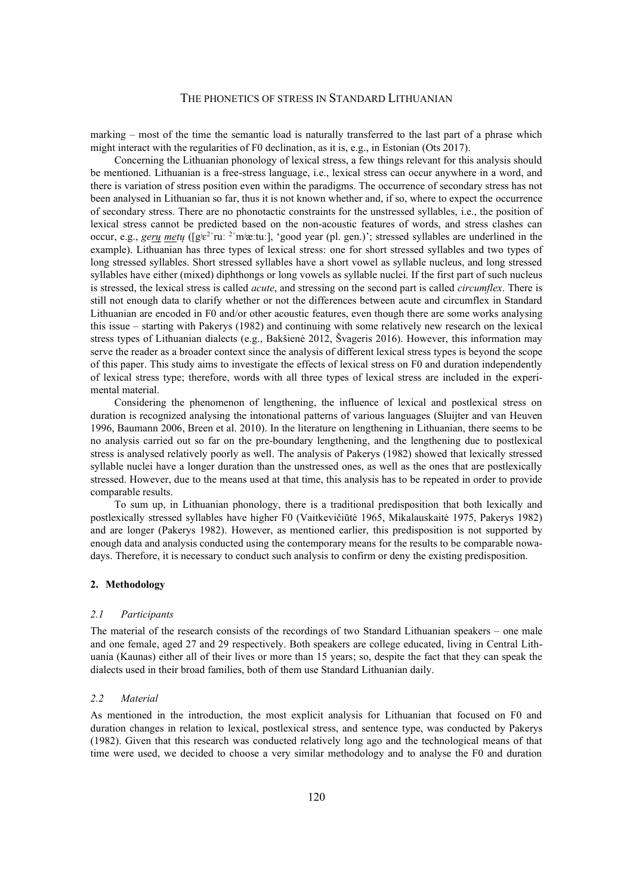marking – most of the time the semantic load is naturally transferred to the last part of a phrase which might interact with the regularities of F0 declination, as it is, e.g., in Estonian (Ots 2017).

Concerning the Lithuanian phonology of lexical stress, a few things relevant for this analysis should be mentioned. Lithuanian is a free-stress language, i.e., lexical stress can occur anywhere in a word, and there is variation of stress position even within the paradigms. The occurrence of secondary stress has not been analysed in Lithuanian so far, thus it is not known whether and, if so, where to expect the occurrence of secondary stress. There are no phonotactic constraints for the unstressed syllables, i.e., the position of lexical stress cannot be predicted based on the non-acoustic features of words, and stress clashes can occur, e.g., *gerų metų* ([gʲɛ²ˈruː ²ˈmʲæːtuː], 'good year (pl. gen.)'; stressed syllables are underlined in the example). Lithuanian has three types of lexical stress: one for short stressed syllables and two types of long stressed syllables. Short stressed syllables have a short vowel as syllable nucleus, and long stressed syllables have either (mixed) diphthongs or long vowels as syllable nuclei. If the first part of such nucleus is stressed, the lexical stress is called *acute*, and stressing on the second part is called *circumflex*. There is still not enough data to clarify whether or not the differences between acute and circumflex in Standard Lithuanian are encoded in F0 and/or other acoustic features, even though there are some works analysing this issue – starting with Pakerys (1982) and continuing with some relatively new research on the lexical stress types of Lithuanian dialects (e.g., Bakšienė 2012, Švageris 2016). However, this information may serve the reader as a broader context since the analysis of different lexical stress types is beyond the scope of this paper. This study aims to investigate the effects of lexical stress on F0 and duration independently of lexical stress type; therefore, words with all three types of lexical stress are included in the experimental material.

Considering the phenomenon of lengthening, the influence of lexical and postlexical stress on duration is recognized analysing the intonational patterns of various languages (Sluijter and van Heuven 1996, Baumann 2006, Breen et al. 2010). In the literature on lengthening in Lithuanian, there seems to be no analysis carried out so far on the pre-boundary lengthening, and the lengthening due to postlexical stress is analysed relatively poorly as well. The analysis of Pakerys (1982) showed that lexically stressed syllable nuclei have a longer duration than the unstressed ones, as well as the ones that are postlexically stressed. However, due to the means used at that time, this analysis has to be repeated in order to provide comparable results.

To sum up, in Lithuanian phonology, there is a traditional predisposition that both lexically and postlexically stressed syllables have higher F0 (Vaitkevičiūtė 1965, Mikalauskaitė 1975, Pakerys 1982) and are longer (Pakerys 1982). However, as mentioned earlier, this predisposition is not supported by enough data and analysis conducted using the contemporary means for the results to be comparable nowadays. Therefore, it is necessary to conduct such analysis to confirm or deny the existing predisposition.

## 2. Methodology

### *2.1 Participants*

The material of the research consists of the recordings of two Standard Lithuanian speakers – one male and one female, aged 27 and 29 respectively. Both speakers are college educated, living in Central Lithuania (Kaunas) either all of their lives or more than 15 years; so, despite the fact that they can speak the dialects used in their broad families, both of them use Standard Lithuanian daily.

### *2.2 Material*

As mentioned in the introduction, the most explicit analysis for Lithuanian that focused on F0 and duration changes in relation to lexical, postlexical stress, and sentence type, was conducted by Pakerys (1982). Given that this research was conducted relatively long ago and the technological means of that time were used, we decided to choose a very similar methodology and to analyse the F0 and duration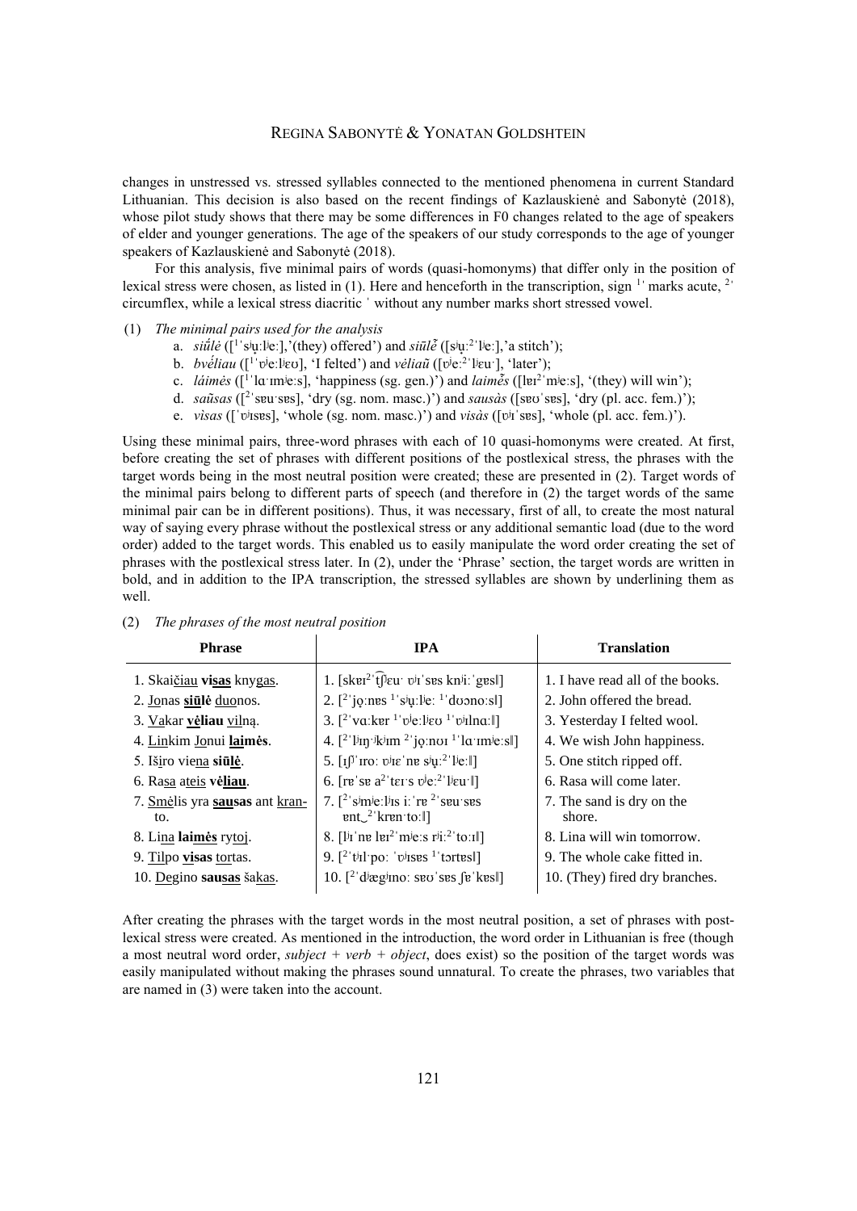changes in unstressed vs. stressed syllables connected to the mentioned phenomena in current Standard Lithuanian. This decision is also based on the recent findings of Kazlauskienė and Sabonytė (2018), whose pilot study shows that there may be some differences in F0 changes related to the age of speakers of elder and younger generations. The age of the speakers of our study corresponds to the age of younger speakers of Kazlauskienė and Sabonytė (2018).

For this analysis, five minimal pairs of words (quasi-homonyms) that differ only in the position of lexical stress were chosen, as listed in (1). Here and henceforth in the transcription, sign [1ˈ] marks acute, [2ˈ] circumflex, while a lexical stress diacritic ˈ without any number marks short stressed vowel.

(1) *The minimal pairs used for the analysis*

a. *siū́lė* ([1ˈsʲu̟ːlʲeː],'(they) offered') and *siūlẽ* ([sʲu̟ː2ˈlʲeː],'a stitch');
b. *bvéliau* ([1ˈʋʲeːlʲɛʊ], 'I felted') and *vėliaũ* ([ʋʲeː2ˈlʲɛuˑ], 'later');
c. *láimės* ([1ˈlɑˑɪmʲeːs], 'happiness (sg. gen.)') and *laimė̃s* ([lɐɪ2ˈmʲeːs], '(they) will win');
d. *saũsas* ([2ˈsɐuˑsɐs], 'dry (sg. nom. masc.)') and *sausàs* ([sɐʊˈsɐs], 'dry (pl. acc. fem.)');
e. *vìsas* ([ˈʋʲɪsɐs], 'whole (sg. nom. masc.)') and *visàs* ([ʋʲɪˈsɐs], 'whole (pl. acc. fem.)').

Using these minimal pairs, three-word phrases with each of 10 quasi-homonyms were created. At first, before creating the set of phrases with different positions of the postlexical stress, the phrases with the target words being in the most neutral position were created; these are presented in (2). Target words of the minimal pairs belong to different parts of speech (and therefore in (2) the target words of the same minimal pair can be in different positions). Thus, it was necessary, first of all, to create the most natural way of saying every phrase without the postlexical stress or any additional semantic load (due to the word order) added to the target words. This enabled us to easily manipulate the word order creating the set of phrases with the postlexical stress later. In (2), under the 'Phrase' section, the target words are written in bold, and in addition to the IPA transcription, the stressed syllables are shown by underlining them as well.

(2) *The phrases of the most neutral position*

| Phrase | IPA | Translation |
|---|---|---|
| 1. Skai<u>čiau</u> **vi<u>sas</u>** kny<u>gas</u>. | 1. [skɐɪ2ˈt͡ʃɛuˑ ʋʲɪˈsɐs knʲiːˈgɐs‖] | 1. I have read all of the books. |
| 2. <u>Jo</u>nas **<u>siū</u>lė** <u>duo</u>nos. | 2. [2ˈjo̞ːnɐs 1ˈsʲu̟ːlʲeː 1ˈdʊɔnoːs‖] | 2. John offered the bread. |
| 3. <u>Va</u>kar **<u>vė</u>liau** <u>vil</u>ną. | 3. [2ˈvɑːkɐr 1ˈʋʲeːlʲɛʊ 1ˈʋʲɪlnɑː‖] | 3. Yesterday I felted wool. |
| 4. <u>Lin</u>kim <u>Jo</u>nui **<u>lai</u>mės**. | 4. [2ˈlʲɪŋˑʲkʲɪm 2ˈjo̞ːnɔɪ 1ˈlɑˑɪmʲeːs‖] | 4. We wish John happiness. |
| 5. Iš<u>i</u>ro vie<u>na</u> **siū<u>lė</u>**. | 5. [ɪʃʲˈɪroː ʋʲɪɛˈnɐ sʲu̟ː2ˈlʲeː‖] | 5. One stitch ripped off. |
| 6. Ra<u>sa</u> a<u>teis</u> **vė<u>liau</u>**. | 6. [rɐˈsɐ a2ˈtɛɪˑs ʋʲeː2ˈlʲɛuˑ‖] | 6. Rasa will come later. |
| 7. <u>Smė</u>lis yra **<u>sau</u>sas** ant <u>kran</u>to. | 7. [2ˈsʲmʲeːlʲɪs iːˈrɐ 2ˈsɐuˑsɐs ɐnt‿2ˈkrɐnˑtoː‖] | 7. The sand is dry on the shore. |
| 8. Li<u>na</u> **lai<u>mės</u>** ry<u>toj</u>. | 8. [lʲɪˈnɐ lɐɪ2ˈmʲeːs rʲiː2ˈtoːɪ‖] | 8. Lina will win tomorrow. |
| 9. <u>Til</u>po **<u>vi</u>sas** <u>tor</u>tas. | 9. [2ˈtʲɪlˑpoː ˈʋʲɪsɐs 1ˈtɔrtɐs‖] | 9. The whole cake fitted in. |
| 10. <u>De</u>gino **sau<u>sas</u>** ša<u>kas</u>. | 10. [2ˈdʲægʲɪnoː sɐʊˈsɐs ʃɐˈkɐs‖] | 10. (They) fired dry branches. |

After creating the phrases with the target words in the most neutral position, a set of phrases with post-lexical stress were created. As mentioned in the introduction, the word order in Lithuanian is free (though a most neutral word order, *subject + verb + object*, does exist) so the position of the target words was easily manipulated without making the phrases sound unnatural. To create the phrases, two variables that are named in (3) were taken into the account.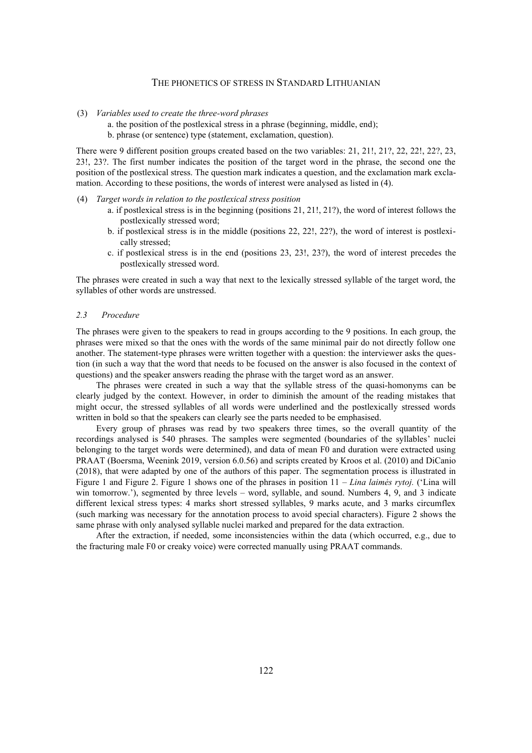(3) *Variables used to create the three-word phrases*

a. the position of the postlexical stress in a phrase (beginning, middle, end);
b. phrase (or sentence) type (statement, exclamation, question).

There were 9 different position groups created based on the two variables: 21, 21!, 21?, 22, 22!, 22?, 23, 23!, 23?. The first number indicates the position of the target word in the phrase, the second one the position of the postlexical stress. The question mark indicates a question, and the exclamation mark exclamation. According to these positions, the words of interest were analysed as listed in (4).

(4) *Target words in relation to the postlexical stress position*

a. if postlexical stress is in the beginning (positions 21, 21!, 21?), the word of interest follows the postlexically stressed word;
b. if postlexical stress is in the middle (positions 22, 22!, 22?), the word of interest is postlexically stressed;
c. if postlexical stress is in the end (positions 23, 23!, 23?), the word of interest precedes the postlexically stressed word.

The phrases were created in such a way that next to the lexically stressed syllable of the target word, the syllables of other words are unstressed.

### 2.3 Procedure

The phrases were given to the speakers to read in groups according to the 9 positions. In each group, the phrases were mixed so that the ones with the words of the same minimal pair do not directly follow one another. The statement-type phrases were written together with a question: the interviewer asks the question (in such a way that the word that needs to be focused on the answer is also focused in the context of questions) and the speaker answers reading the phrase with the target word as an answer.

The phrases were created in such a way that the syllable stress of the quasi-homonyms can be clearly judged by the context. However, in order to diminish the amount of the reading mistakes that might occur, the stressed syllables of all words were underlined and the postlexically stressed words written in bold so that the speakers can clearly see the parts needed to be emphasised.

Every group of phrases was read by two speakers three times, so the overall quantity of the recordings analysed is 540 phrases. The samples were segmented (boundaries of the syllables' nuclei belonging to the target words were determined), and data of mean F0 and duration were extracted using PRAAT (Boersma, Weenink 2019, version 6.0.56) and scripts created by Kroos et al. (2010) and DiCanio (2018), that were adapted by one of the authors of this paper. The segmentation process is illustrated in Figure 1 and Figure 2. Figure 1 shows one of the phrases in position 11 – *Lina laimės rytoj.* ('Lina will win tomorrow.'), segmented by three levels – word, syllable, and sound. Numbers 4, 9, and 3 indicate different lexical stress types: 4 marks short stressed syllables, 9 marks acute, and 3 marks circumflex (such marking was necessary for the annotation process to avoid special characters). Figure 2 shows the same phrase with only analysed syllable nuclei marked and prepared for the data extraction.

After the extraction, if needed, some inconsistencies within the data (which occurred, e.g., due to the fracturing male F0 or creaky voice) were corrected manually using PRAAT commands.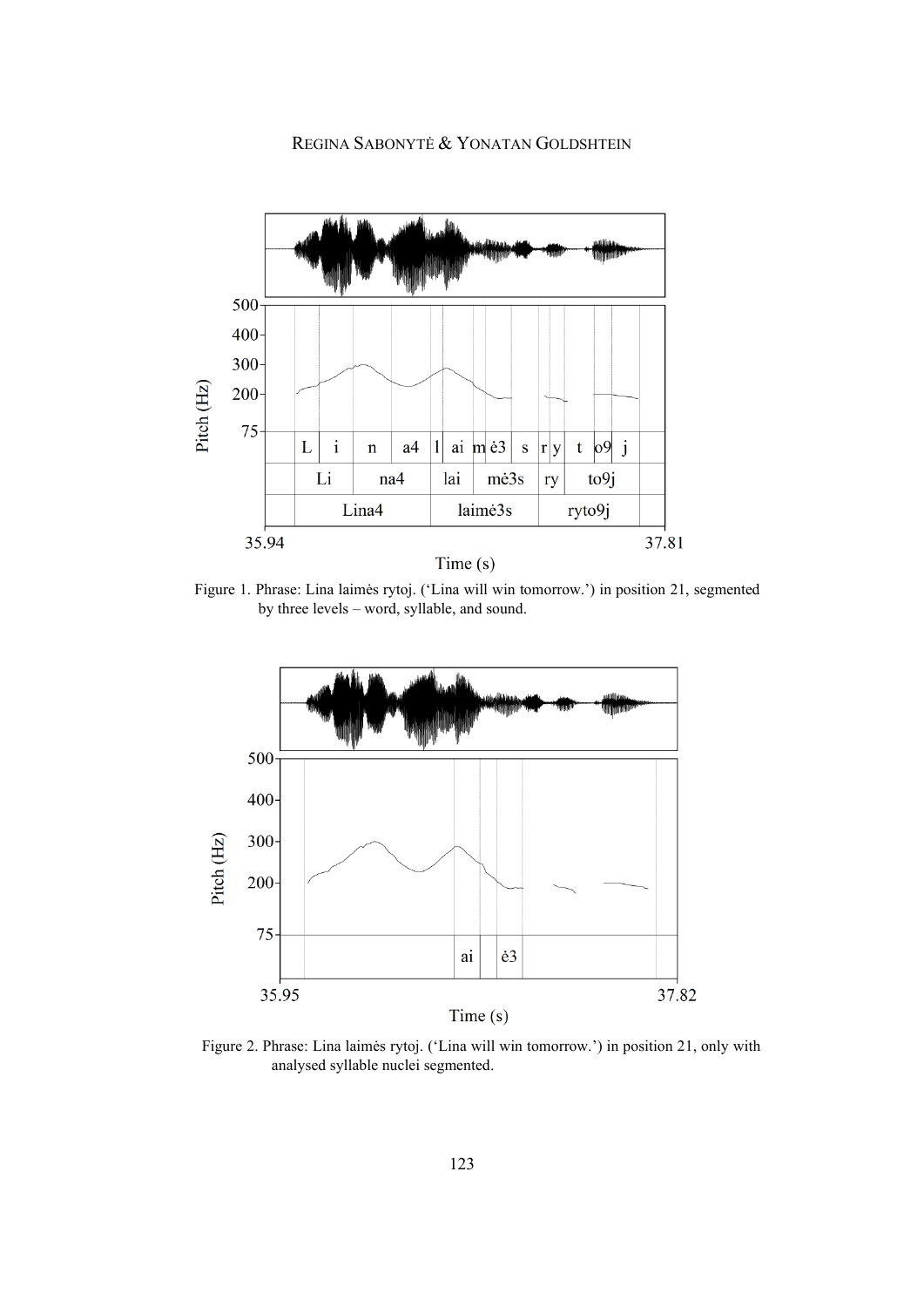Figure 1. Phrase: Lina laimės rytoj. (‘Lina will win tomorrow.’) in position 21, segmented by three levels – word, syllable, and sound.

Figure 2. Phrase: Lina laimės rytoj. (‘Lina will win tomorrow.’) in position 21, only with analysed syllable nuclei segmented.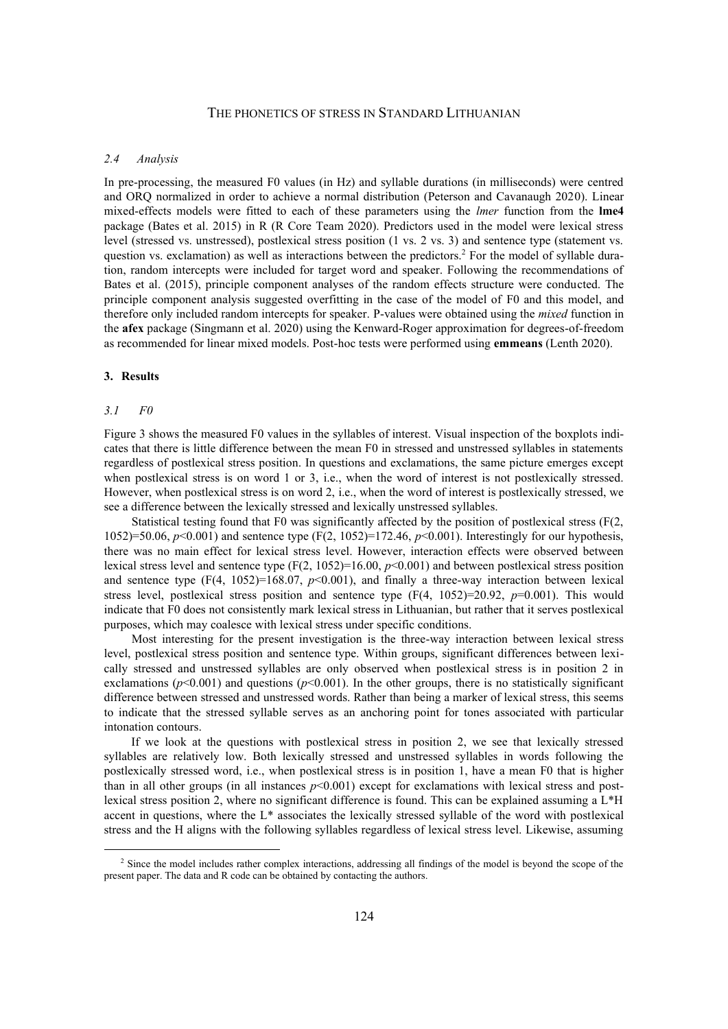### 2.4 Analysis

In pre-processing, the measured F0 values (in Hz) and syllable durations (in milliseconds) were centred and ORQ normalized in order to achieve a normal distribution (Peterson and Cavanaugh 2020). Linear mixed-effects models were fitted to each of these parameters using the *lmer* function from the **lme4** package (Bates et al. 2015) in R (R Core Team 2020). Predictors used in the model were lexical stress level (stressed vs. unstressed), postlexical stress position (1 vs. 2 vs. 3) and sentence type (statement vs. question vs. exclamation) as well as interactions between the predictors.[2] For the model of syllable duration, random intercepts were included for target word and speaker. Following the recommendations of Bates et al. (2015), principle component analyses of the random effects structure were conducted. The principle component analysis suggested overfitting in the case of the model of F0 and this model, and therefore only included random intercepts for speaker. P-values were obtained using the *mixed* function in the **afex** package (Singmann et al. 2020) using the Kenward-Roger approximation for degrees-of-freedom as recommended for linear mixed models. Post-hoc tests were performed using **emmeans** (Lenth 2020).

## 3. Results

### 3.1 F0

Figure 3 shows the measured F0 values in the syllables of interest. Visual inspection of the boxplots indicates that there is little difference between the mean F0 in stressed and unstressed syllables in statements regardless of postlexical stress position. In questions and exclamations, the same picture emerges except when postlexical stress is on word 1 or 3, i.e., when the word of interest is not postlexically stressed. However, when postlexical stress is on word 2, i.e., when the word of interest is postlexically stressed, we see a difference between the lexically stressed and lexically unstressed syllables.

Statistical testing found that F0 was significantly affected by the position of postlexical stress ($F(2, 1052)=50.06$, $p<0.001$) and sentence type ($F(2, 1052)=172.46$, $p<0.001$). Interestingly for our hypothesis, there was no main effect for lexical stress level. However, interaction effects were observed between lexical stress level and sentence type ($F(2, 1052)=16.00$, $p<0.001$) and between postlexical stress position and sentence type ($F(4, 1052)=168.07$, $p<0.001$), and finally a three-way interaction between lexical stress level, postlexical stress position and sentence type ($F(4, 1052)=20.92$, $p=0.001$). This would indicate that F0 does not consistently mark lexical stress in Lithuanian, but rather that it serves postlexical purposes, which may coalesce with lexical stress under specific conditions.

Most interesting for the present investigation is the three-way interaction between lexical stress level, postlexical stress position and sentence type. Within groups, significant differences between lexically stressed and unstressed syllables are only observed when postlexical stress is in position 2 in exclamations ($p<0.001$) and questions ($p<0.001$). In the other groups, there is no statistically significant difference between stressed and unstressed words. Rather than being a marker of lexical stress, this seems to indicate that the stressed syllable serves as an anchoring point for tones associated with particular intonation contours.

If we look at the questions with postlexical stress in position 2, we see that lexically stressed syllables are relatively low. Both lexically stressed and unstressed syllables in words following the postlexically stressed word, i.e., when postlexical stress is in position 1, have a mean F0 that is higher than in all other groups (in all instances $p<0.001$) except for exclamations with lexical stress and postlexical stress position 2, where no significant difference is found. This can be explained assuming a L\*H accent in questions, where the L\* associates the lexically stressed syllable of the word with postlexical stress and the H aligns with the following syllables regardless of lexical stress level. Likewise, assuming

[2] Since the model includes rather complex interactions, addressing all findings of the model is beyond the scope of the present paper. The data and R code can be obtained by contacting the authors.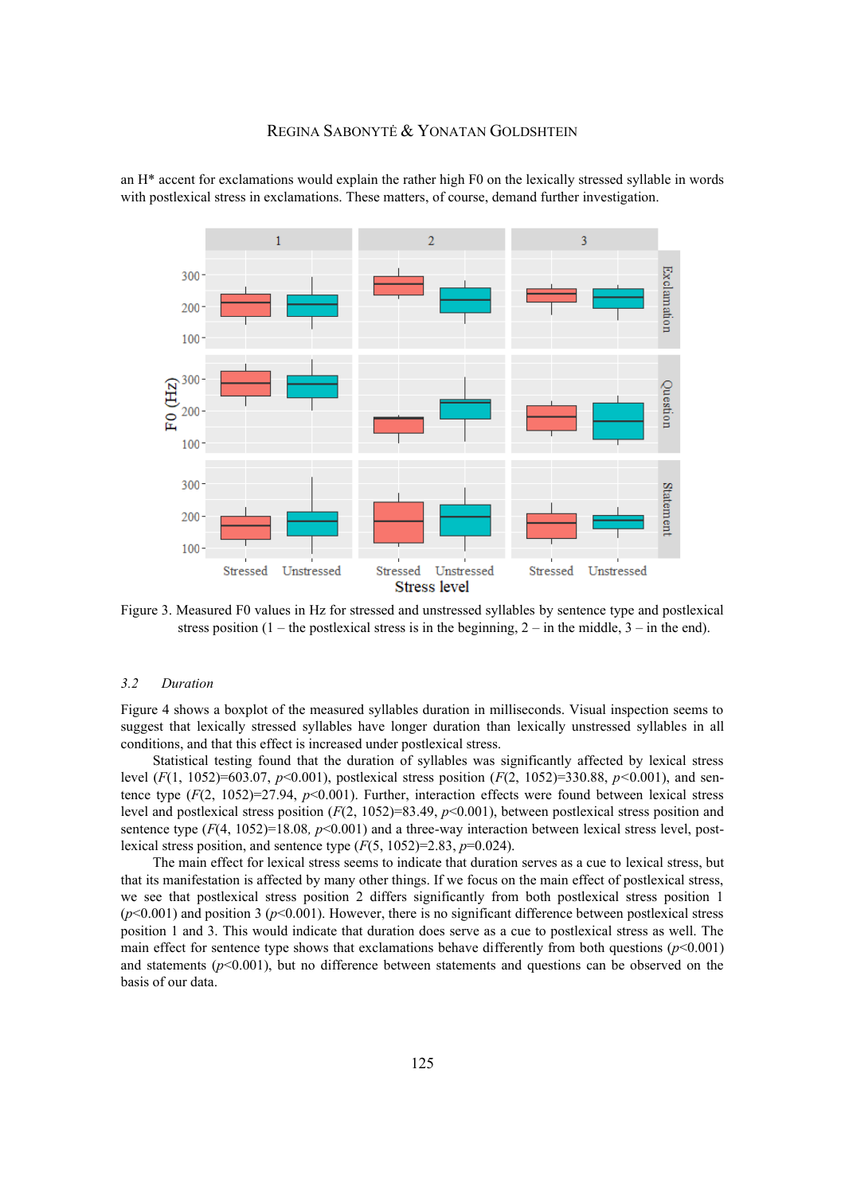an H* accent for exclamations would explain the rather high F0 on the lexically stressed syllable in words with postlexical stress in exclamations. These matters, of course, demand further investigation.

Figure 3. Measured F0 values in Hz for stressed and unstressed syllables by sentence type and postlexical stress position (1 – the postlexical stress is in the beginning, 2 – in the middle, 3 – in the end).

### 3.2 *Duration*

Figure 4 shows a boxplot of the measured syllables duration in milliseconds. Visual inspection seems to suggest that lexically stressed syllables have longer duration than lexically unstressed syllables in all conditions, and that this effect is increased under postlexical stress.

Statistical testing found that the duration of syllables was significantly affected by lexical stress level ($F(1, 1052)=603.07$, $p<0.001$), postlexical stress position ($F(2, 1052)=330.88$, $p<0.001$), and sentence type ($F(2, 1052)=27.94$, $p<0.001$). Further, interaction effects were found between lexical stress level and postlexical stress position ($F(2, 1052)=83.49$, $p<0.001$), between postlexical stress position and sentence type ($F(4, 1052)=18.08$, $p<0.001$) and a three-way interaction between lexical stress level, postlexical stress position, and sentence type ($F(5, 1052)=2.83$, $p=0.024$).

The main effect for lexical stress seems to indicate that duration serves as a cue to lexical stress, but that its manifestation is affected by many other things. If we focus on the main effect of postlexical stress, we see that postlexical stress position 2 differs significantly from both postlexical stress position 1 ($p<0.001$) and position 3 ($p<0.001$). However, there is no significant difference between postlexical stress position 1 and 3. This would indicate that duration does serve as a cue to postlexical stress as well. The main effect for sentence type shows that exclamations behave differently from both questions ($p<0.001$) and statements ($p<0.001$), but no difference between statements and questions can be observed on the basis of our data.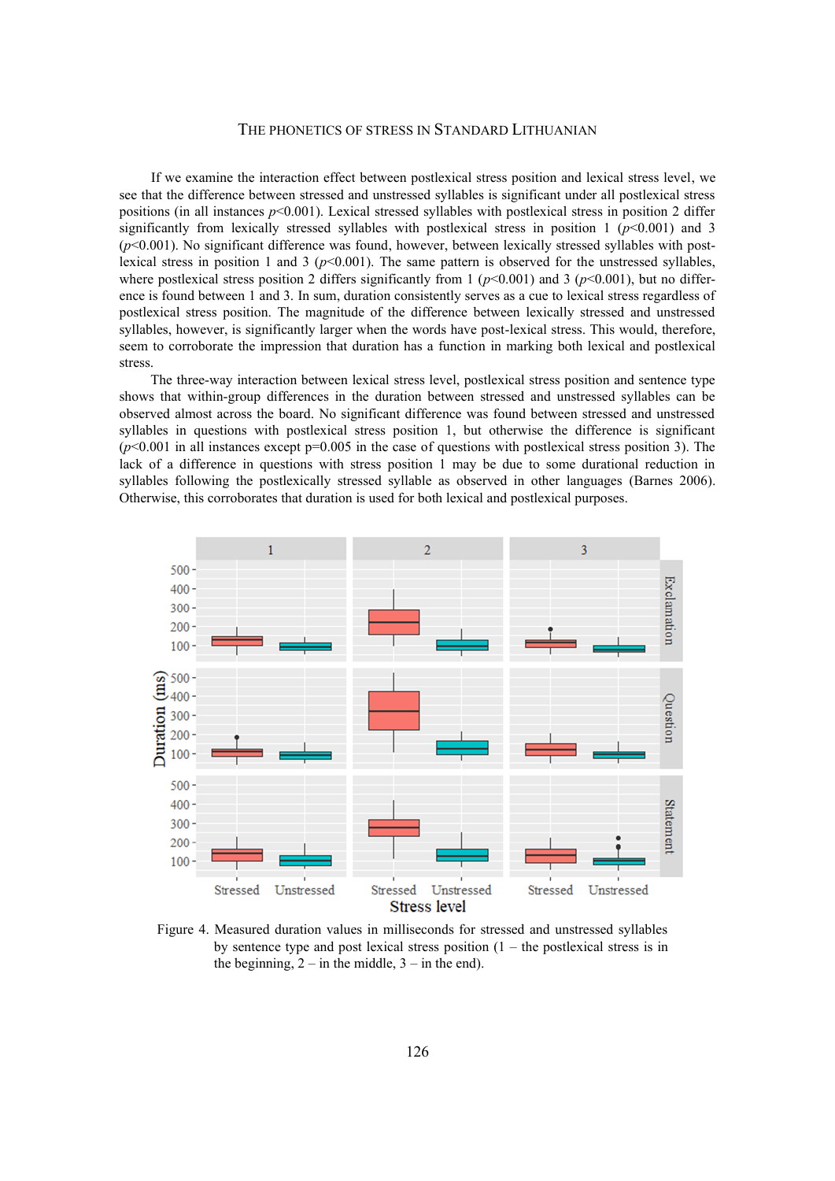If we examine the interaction effect between postlexical stress position and lexical stress level, we see that the difference between stressed and unstressed syllables is significant under all postlexical stress positions (in all instances $p<0.001$). Lexical stressed syllables with postlexical stress in position 2 differ significantly from lexically stressed syllables with postlexical stress in position 1 ($p<0.001$) and 3 ($p<0.001$). No significant difference was found, however, between lexically stressed syllables with post-lexical stress in position 1 and 3 ($p<0.001$). The same pattern is observed for the unstressed syllables, where postlexical stress position 2 differs significantly from 1 ($p<0.001$) and 3 ($p<0.001$), but no difference is found between 1 and 3. In sum, duration consistently serves as a cue to lexical stress regardless of postlexical stress position. The magnitude of the difference between lexically stressed and unstressed syllables, however, is significantly larger when the words have post-lexical stress. This would, therefore, seem to corroborate the impression that duration has a function in marking both lexical and postlexical stress.

The three-way interaction between lexical stress level, postlexical stress position and sentence type shows that within-group differences in the duration between stressed and unstressed syllables can be observed almost across the board. No significant difference was found between stressed and unstressed syllables in questions with postlexical stress position 1, but otherwise the difference is significant ($p<0.001$ in all instances except $p=0.005$ in the case of questions with postlexical stress position 3). The lack of a difference in questions with stress position 1 may be due to some durational reduction in syllables following the postlexically stressed syllable as observed in other languages (Barnes 2006). Otherwise, this corroborates that duration is used for both lexical and postlexical purposes.

Figure 4. Measured duration values in milliseconds for stressed and unstressed syllables by sentence type and post lexical stress position (1 – the postlexical stress is in the beginning, 2 – in the middle, 3 – in the end).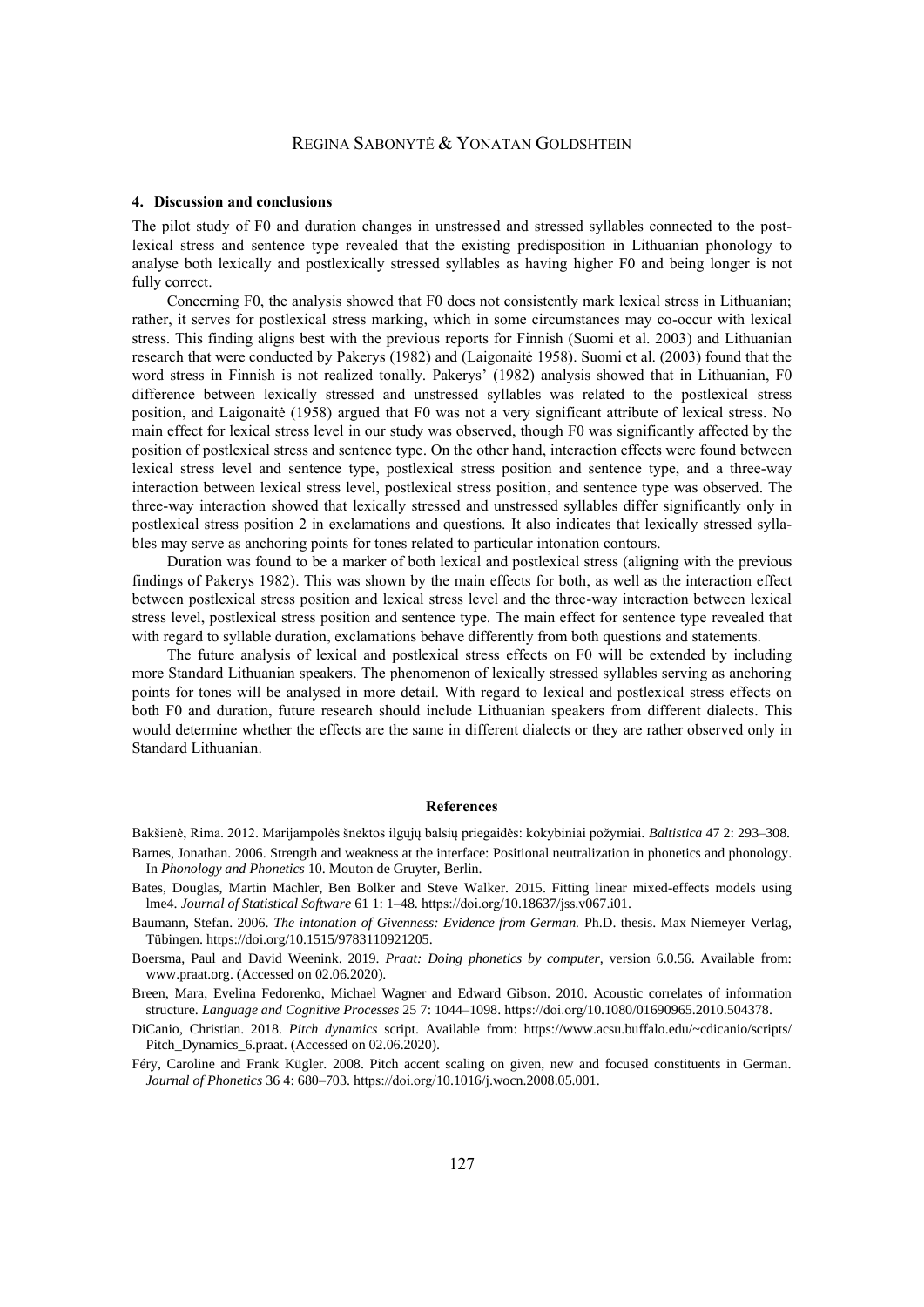## 4. Discussion and conclusions

The pilot study of F0 and duration changes in unstressed and stressed syllables connected to the postlexical stress and sentence type revealed that the existing predisposition in Lithuanian phonology to analyse both lexically and postlexically stressed syllables as having higher F0 and being longer is not fully correct.

Concerning F0, the analysis showed that F0 does not consistently mark lexical stress in Lithuanian; rather, it serves for postlexical stress marking, which in some circumstances may co-occur with lexical stress. This finding aligns best with the previous reports for Finnish (Suomi et al. 2003) and Lithuanian research that were conducted by Pakerys (1982) and (Laigonaitė 1958). Suomi et al. (2003) found that the word stress in Finnish is not realized tonally. Pakerys' (1982) analysis showed that in Lithuanian, F0 difference between lexically stressed and unstressed syllables was related to the postlexical stress position, and Laigonaitė (1958) argued that F0 was not a very significant attribute of lexical stress. No main effect for lexical stress level in our study was observed, though F0 was significantly affected by the position of postlexical stress and sentence type. On the other hand, interaction effects were found between lexical stress level and sentence type, postlexical stress position and sentence type, and a three-way interaction between lexical stress level, postlexical stress position, and sentence type was observed. The three-way interaction showed that lexically stressed and unstressed syllables differ significantly only in postlexical stress position 2 in exclamations and questions. It also indicates that lexically stressed syllables may serve as anchoring points for tones related to particular intonation contours.

Duration was found to be a marker of both lexical and postlexical stress (aligning with the previous findings of Pakerys 1982). This was shown by the main effects for both, as well as the interaction effect between postlexical stress position and lexical stress level and the three-way interaction between lexical stress level, postlexical stress position and sentence type. The main effect for sentence type revealed that with regard to syllable duration, exclamations behave differently from both questions and statements.

The future analysis of lexical and postlexical stress effects on F0 will be extended by including more Standard Lithuanian speakers. The phenomenon of lexically stressed syllables serving as anchoring points for tones will be analysed in more detail. With regard to lexical and postlexical stress effects on both F0 and duration, future research should include Lithuanian speakers from different dialects. This would determine whether the effects are the same in different dialects or they are rather observed only in Standard Lithuanian.

## References

Bakšienė, Rima. 2012. Marijampolės šnektos ilgųjų balsių priegaidės: kokybiniai požymiai. *Baltistica* 47 2: 293–308.

Barnes, Jonathan. 2006. Strength and weakness at the interface: Positional neutralization in phonetics and phonology. In *Phonology and Phonetics* 10. Mouton de Gruyter, Berlin.

Bates, Douglas, Martin Mächler, Ben Bolker and Steve Walker. 2015. Fitting linear mixed-effects models using lme4. *Journal of Statistical Software* 61 1: 1–48. https://doi.org/10.18637/jss.v067.i01.

Baumann, Stefan. 2006. *The intonation of Givenness: Evidence from German.* Ph.D. thesis. Max Niemeyer Verlag, Tübingen. https://doi.org/10.1515/9783110921205.

Boersma, Paul and David Weenink. 2019. *Praat: Doing phonetics by computer*, version 6.0.56. Available from: www.praat.org. (Accessed on 02.06.2020).

Breen, Mara, Evelina Fedorenko, Michael Wagner and Edward Gibson. 2010. Acoustic correlates of information structure. *Language and Cognitive Processes* 25 7: 1044–1098. https://doi.org/10.1080/01690965.2010.504378.

DiCanio, Christian. 2018. *Pitch dynamics* script. Available from: https://www.acsu.buffalo.edu/~cdicanio/scripts/Pitch_Dynamics_6.praat. (Accessed on 02.06.2020).

Féry, Caroline and Frank Kügler. 2008. Pitch accent scaling on given, new and focused constituents in German. *Journal of Phonetics* 36 4: 680–703. https://doi.org/10.1016/j.wocn.2008.05.001.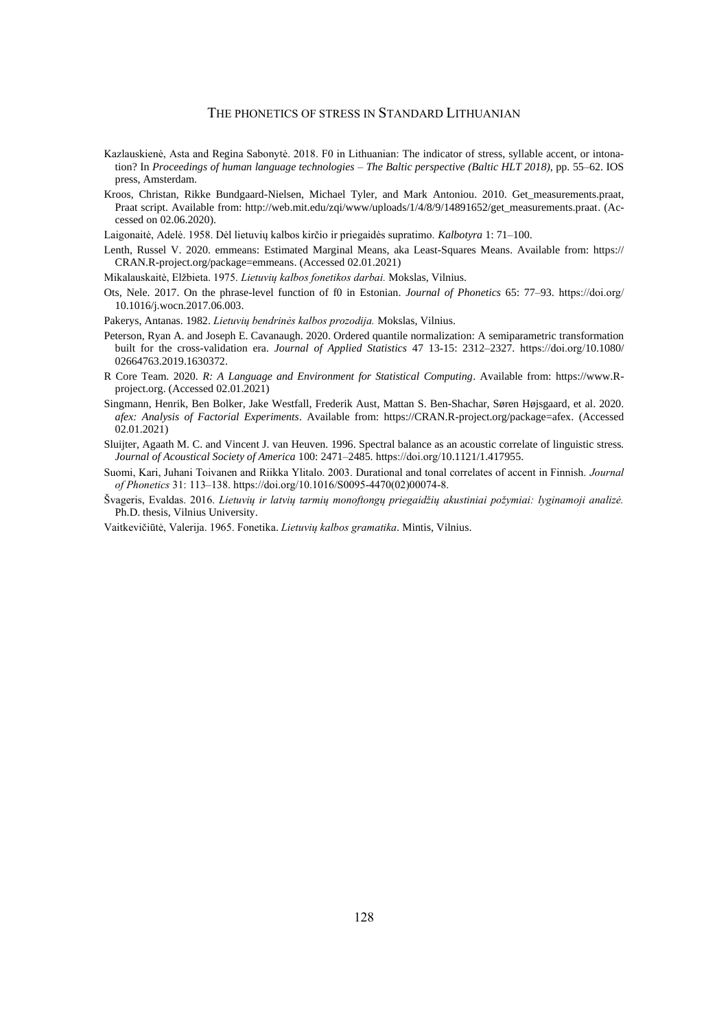Kazlauskienė, Asta and Regina Sabonytė. 2018. F0 in Lithuanian: The indicator of stress, syllable accent, or intonation? In *Proceedings of human language technologies – The Baltic perspective (Baltic HLT 2018)*, pp. 55–62. IOS press, Amsterdam.

Kroos, Christan, Rikke Bundgaard-Nielsen, Michael Tyler, and Mark Antoniou. 2010. Get_measurements.praat, Praat script. Available from: http://web.mit.edu/zqi/www/uploads/1/4/8/9/14891652/get_measurements.praat. (Accessed on 02.06.2020).

Laigonaitė, Adelė. 1958. Dėl lietuvių kalbos kirčio ir priegaidės supratimo. *Kalbotyra* 1: 71–100.

Lenth, Russel V. 2020. emmeans: Estimated Marginal Means, aka Least-Squares Means. Available from: https://CRAN.R-project.org/package=emmeans. (Accessed 02.01.2021)

Mikalauskaitė, Elžbieta. 1975. *Lietuvių kalbos fonetikos darbai.* Mokslas, Vilnius.

Ots, Nele. 2017. On the phrase-level function of f0 in Estonian. *Journal of Phonetics* 65: 77–93. https://doi.org/10.1016/j.wocn.2017.06.003.

Pakerys, Antanas. 1982. *Lietuvių bendrinės kalbos prozodija.* Mokslas, Vilnius.

Peterson, Ryan A. and Joseph E. Cavanaugh. 2020. Ordered quantile normalization: A semiparametric transformation built for the cross-validation era. *Journal of Applied Statistics* 47 13-15: 2312–2327. https://doi.org/10.1080/02664763.2019.1630372.

R Core Team. 2020. *R: A Language and Environment for Statistical Computing*. Available from: https://www.R-project.org. (Accessed 02.01.2021)

Singmann, Henrik, Ben Bolker, Jake Westfall, Frederik Aust, Mattan S. Ben-Shachar, Søren Højsgaard, et al. 2020. *afex: Analysis of Factorial Experiments*. Available from: https://CRAN.R-project.org/package=afex. (Accessed 02.01.2021)

Sluijter, Agaath M. C. and Vincent J. van Heuven. 1996. Spectral balance as an acoustic correlate of linguistic stress. *Journal of Acoustical Society of America* 100: 2471–2485. https://doi.org/10.1121/1.417955.

Suomi, Kari, Juhani Toivanen and Riikka Ylitalo. 2003. Durational and tonal correlates of accent in Finnish. *Journal of Phonetics* 31: 113–138. https://doi.org/10.1016/S0095-4470(02)00074-8.

Švageris, Evaldas. 2016. *Lietuvių ir latvių tarmių monoftongų priegaidžių akustiniai požymiai: lyginamoji analizė.* Ph.D. thesis, Vilnius University.

Vaitkevičiūtė, Valerija. 1965. Fonetika. *Lietuvių kalbos gramatika*. Mintis, Vilnius.